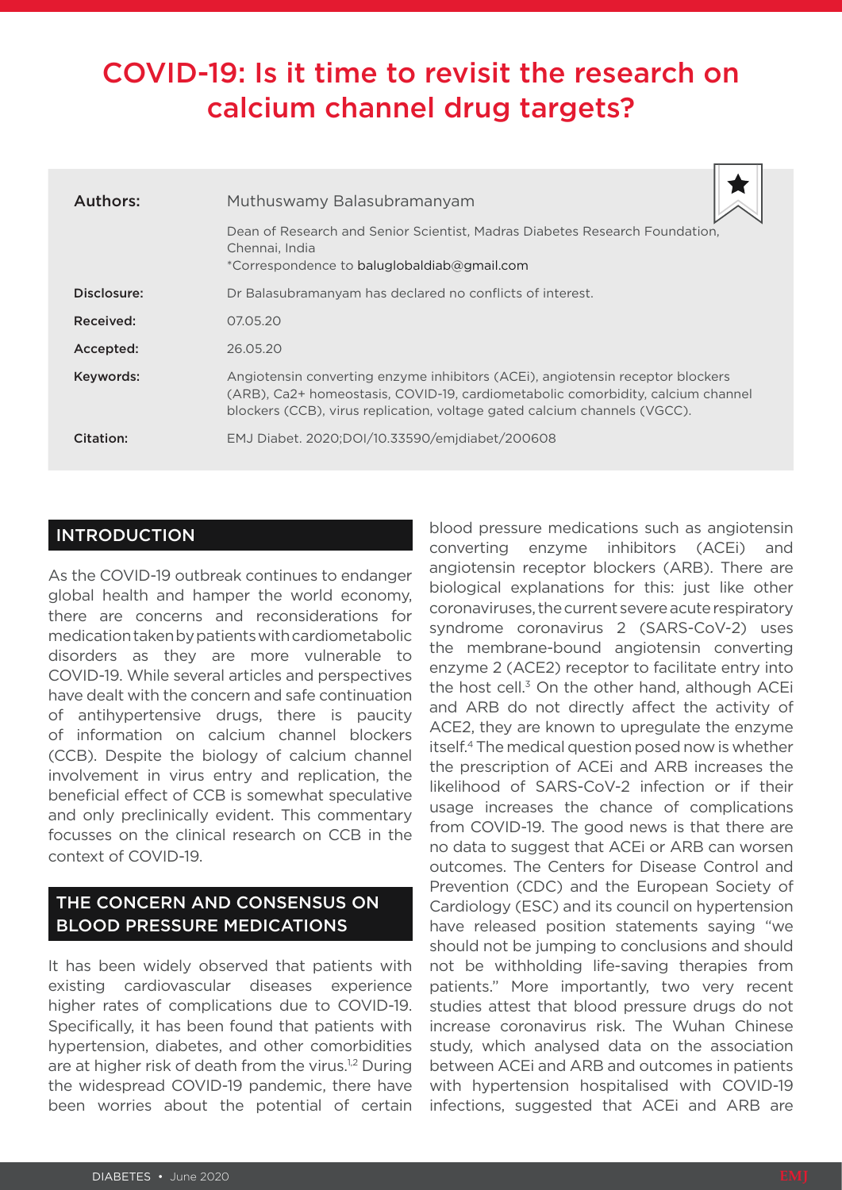# COVID-19: Is it time to revisit the research on calcium channel drug targets?

| | |
|---|---|
| **Authors:** | Muthuswamy Balasubramanyam |
| | Dean of Research and Senior Scientist, Madras Diabetes Research Foundation, Chennai, India<br>*Correspondence to baluglobaldiab@gmail.com |
| **Disclosure:** | Dr Balasubramanyam has declared no conflicts of interest. |
| **Received:** | 07.05.20 |
| **Accepted:** | 26.05.20 |
| **Keywords:** | Angiotensin converting enzyme inhibitors (ACEi), angiotensin receptor blockers (ARB), Ca2+ homeostasis, COVID-19, cardiometabolic comorbidity, calcium channel blockers (CCB), virus replication, voltage gated calcium channels (VGCC). |
| **Citation:** | EMJ Diabet. 2020;DOI/10.33590/emjdiabet/200608 |

## INTRODUCTION

As the COVID-19 outbreak continues to endanger global health and hamper the world economy, there are concerns and reconsiderations for medication taken by patients with cardiometabolic disorders as they are more vulnerable to COVID-19. While several articles and perspectives have dealt with the concern and safe continuation of antihypertensive drugs, there is paucity of information on calcium channel blockers (CCB). Despite the biology of calcium channel involvement in virus entry and replication, the beneficial effect of CCB is somewhat speculative and only preclinically evident. This commentary focusses on the clinical research on CCB in the context of COVID-19.

## THE CONCERN AND CONSENSUS ON BLOOD PRESSURE MEDICATIONS

It has been widely observed that patients with existing cardiovascular diseases experience higher rates of complications due to COVID-19. Specifically, it has been found that patients with hypertension, diabetes, and other comorbidities are at higher risk of death from the virus.[1,2] During the widespread COVID-19 pandemic, there have been worries about the potential of certain blood pressure medications such as angiotensin converting enzyme inhibitors (ACEi) and angiotensin receptor blockers (ARB). There are biological explanations for this: just like other coronaviruses, the current severe acute respiratory syndrome coronavirus 2 (SARS-CoV-2) uses the membrane-bound angiotensin converting enzyme 2 (ACE2) receptor to facilitate entry into the host cell.[3] On the other hand, although ACEi and ARB do not directly affect the activity of ACE2, they are known to upregulate the enzyme itself.[4] The medical question posed now is whether the prescription of ACEi and ARB increases the likelihood of SARS-CoV-2 infection or if their usage increases the chance of complications from COVID-19. The good news is that there are no data to suggest that ACEi or ARB can worsen outcomes. The Centers for Disease Control and Prevention (CDC) and the European Society of Cardiology (ESC) and its council on hypertension have released position statements saying "we should not be jumping to conclusions and should not be withholding life-saving therapies from patients." More importantly, two very recent studies attest that blood pressure drugs do not increase coronavirus risk. The Wuhan Chinese study, which analysed data on the association between ACEi and ARB and outcomes in patients with hypertension hospitalised with COVID-19 infections, suggested that ACEi and ARB are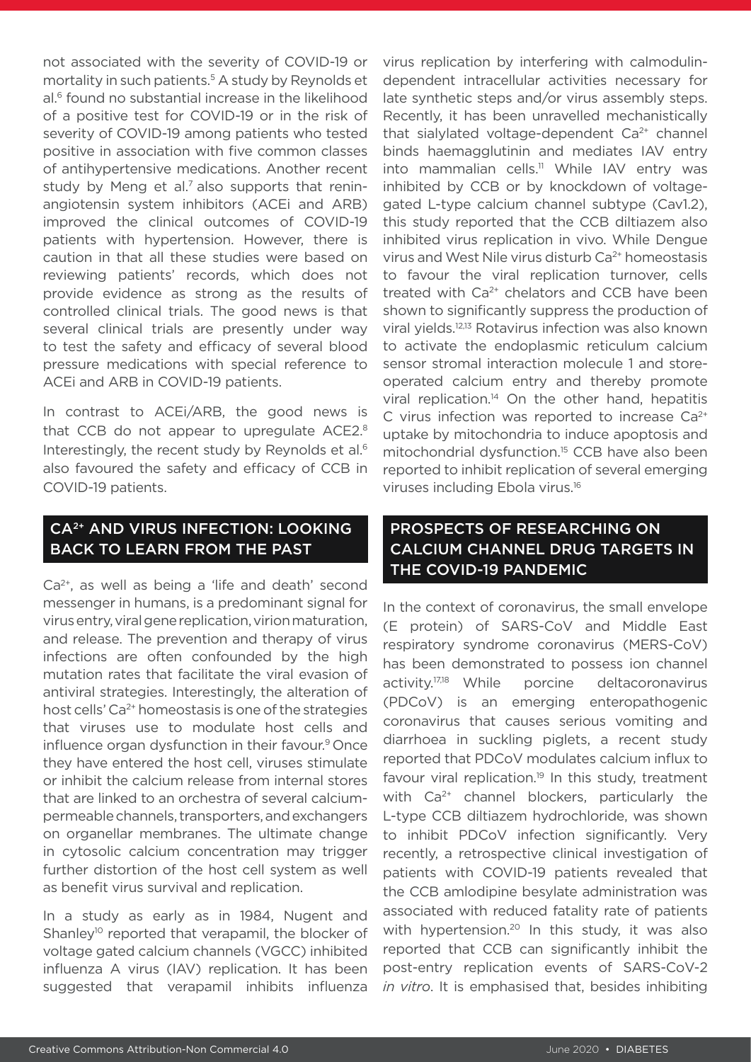not associated with the severity of COVID-19 or mortality in such patients.[5] A study by Reynolds et al.[6] found no substantial increase in the likelihood of a positive test for COVID-19 or in the risk of severity of COVID-19 among patients who tested positive in association with five common classes of antihypertensive medications. Another recent study by Meng et al.[7] also supports that renin-angiotensin system inhibitors (ACEi and ARB) improved the clinical outcomes of COVID-19 patients with hypertension. However, there is caution in that all these studies were based on reviewing patients' records, which does not provide evidence as strong as the results of controlled clinical trials. The good news is that several clinical trials are presently under way to test the safety and efficacy of several blood pressure medications with special reference to ACEi and ARB in COVID-19 patients.

In contrast to ACEi/ARB, the good news is that CCB do not appear to upregulate ACE2.[8] Interestingly, the recent study by Reynolds et al.[6] also favoured the safety and efficacy of CCB in COVID-19 patients.

## $CA^{2+}$ AND VIRUS INFECTION: LOOKING BACK TO LEARN FROM THE PAST

$Ca^{2+}$, as well as being a 'life and death' second messenger in humans, is a predominant signal for virus entry, viral gene replication, virion maturation, and release. The prevention and therapy of virus infections are often confounded by the high mutation rates that facilitate the viral evasion of antiviral strategies. Interestingly, the alteration of host cells' $Ca^{2+}$ homeostasis is one of the strategies that viruses use to modulate host cells and influence organ dysfunction in their favour.[9] Once they have entered the host cell, viruses stimulate or inhibit the calcium release from internal stores that are linked to an orchestra of several calcium-permeable channels, transporters, and exchangers on organellar membranes. The ultimate change in cytosolic calcium concentration may trigger further distortion of the host cell system as well as benefit virus survival and replication.

In a study as early as in 1984, Nugent and Shanley[10] reported that verapamil, the blocker of voltage gated calcium channels (VGCC) inhibited influenza A virus (IAV) replication. It has been suggested that verapamil inhibits influenza virus replication by interfering with calmodulin-dependent intracellular activities necessary for late synthetic steps and/or virus assembly steps. Recently, it has been unravelled mechanistically that sialylated voltage-dependent $Ca^{2+}$ channel binds haemagglutinin and mediates IAV entry into mammalian cells.[11] While IAV entry was inhibited by CCB or by knockdown of voltage-gated L-type calcium channel subtype (Cav1.2), this study reported that the CCB diltiazem also inhibited virus replication in vivo. While Dengue virus and West Nile virus disturb $Ca^{2+}$ homeostasis to favour the viral replication turnover, cells treated with $Ca^{2+}$ chelators and CCB have been shown to significantly suppress the production of viral yields.[12,13] Rotavirus infection was also known to activate the endoplasmic reticulum calcium sensor stromal interaction molecule 1 and store-operated calcium entry and thereby promote viral replication.[14] On the other hand, hepatitis C virus infection was reported to increase $Ca^{2+}$ uptake by mitochondria to induce apoptosis and mitochondrial dysfunction.[15] CCB have also been reported to inhibit replication of several emerging viruses including Ebola virus.[16]

## PROSPECTS OF RESEARCHING ON CALCIUM CHANNEL DRUG TARGETS IN THE COVID-19 PANDEMIC

In the context of coronavirus, the small envelope (E protein) of SARS-CoV and Middle East respiratory syndrome coronavirus (MERS-CoV) has been demonstrated to possess ion channel activity.[17,18] While porcine deltacoronavirus (PDCoV) is an emerging enteropathogenic coronavirus that causes serious vomiting and diarrhoea in suckling piglets, a recent study reported that PDCoV modulates calcium influx to favour viral replication.[19] In this study, treatment with $Ca^{2+}$ channel blockers, particularly the L-type CCB diltiazem hydrochloride, was shown to inhibit PDCoV infection significantly. Very recently, a retrospective clinical investigation of patients with COVID-19 patients revealed that the CCB amlodipine besylate administration was associated with reduced fatality rate of patients with hypertension.[20] In this study, it was also reported that CCB can significantly inhibit the post-entry replication events of SARS-CoV-2 *in vitro*. It is emphasised that, besides inhibiting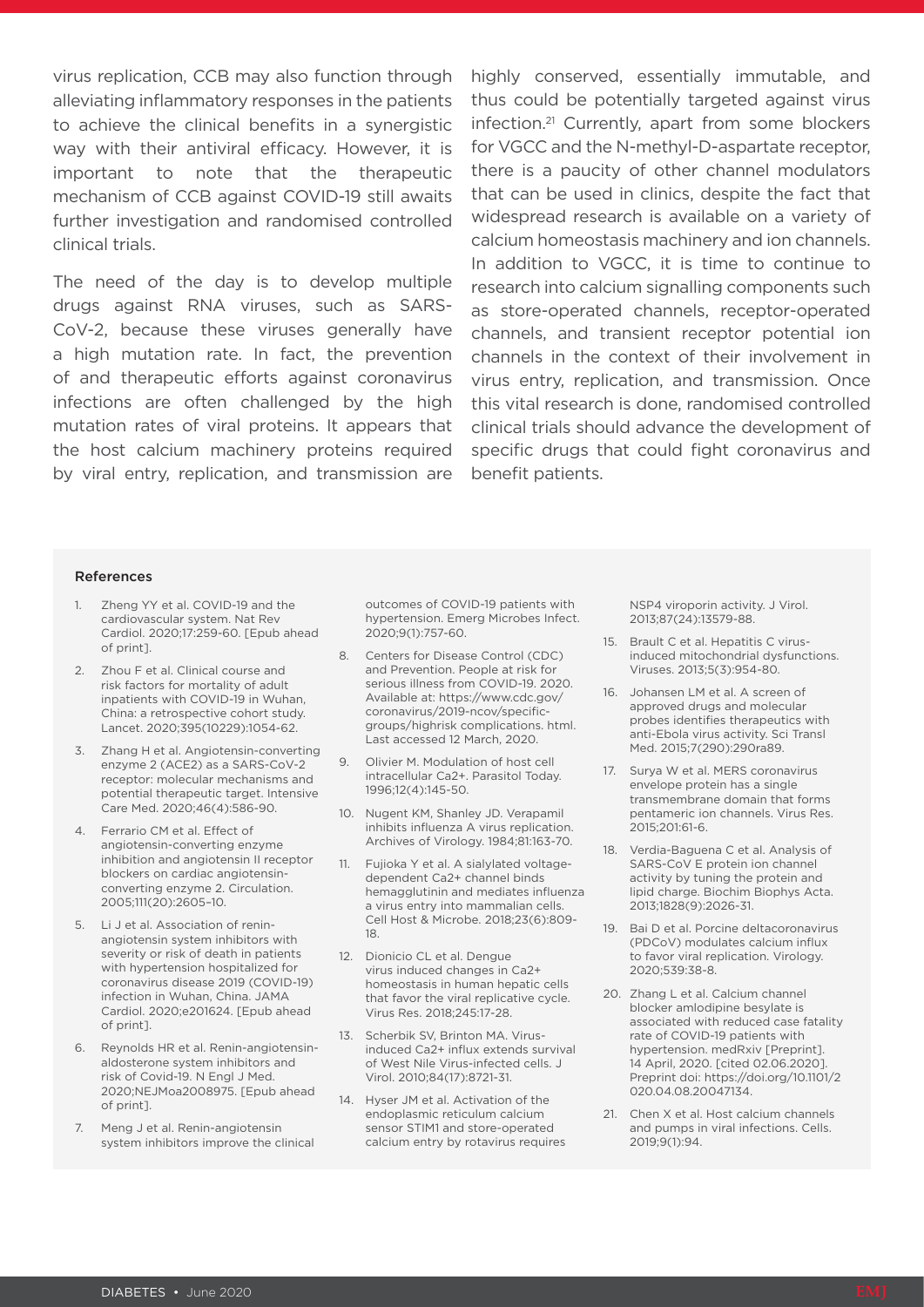virus replication, CCB may also function through alleviating inflammatory responses in the patients to achieve the clinical benefits in a synergistic way with their antiviral efficacy. However, it is important to note that the therapeutic mechanism of CCB against COVID-19 still awaits further investigation and randomised controlled clinical trials.

The need of the day is to develop multiple drugs against RNA viruses, such as SARS-CoV-2, because these viruses generally have a high mutation rate. In fact, the prevention of and therapeutic efforts against coronavirus infections are often challenged by the high mutation rates of viral proteins. It appears that the host calcium machinery proteins required by viral entry, replication, and transmission are highly conserved, essentially immutable, and thus could be potentially targeted against virus infection.[21] Currently, apart from some blockers for VGCC and the N-methyl-D-aspartate receptor, there is a paucity of other channel modulators that can be used in clinics, despite the fact that widespread research is available on a variety of calcium homeostasis machinery and ion channels. In addition to VGCC, it is time to continue to research into calcium signalling components such as store-operated channels, receptor-operated channels, and transient receptor potential ion channels in the context of their involvement in virus entry, replication, and transmission. Once this vital research is done, randomised controlled clinical trials should advance the development of specific drugs that could fight coronavirus and benefit patients.

### References

1. Zheng YY et al. COVID-19 and the cardiovascular system. Nat Rev Cardiol. 2020;17:259-60. [Epub ahead of print].
2. Zhou F et al. Clinical course and risk factors for mortality of adult inpatients with COVID-19 in Wuhan, China: a retrospective cohort study. Lancet. 2020;395(10229):1054-62.
3. Zhang H et al. Angiotensin-converting enzyme 2 (ACE2) as a SARS-CoV-2 receptor: molecular mechanisms and potential therapeutic target. Intensive Care Med. 2020;46(4):586-90.
4. Ferrario CM et al. Effect of angiotensin-converting enzyme inhibition and angiotensin II receptor blockers on cardiac angiotensin-converting enzyme 2. Circulation. 2005;111(20):2605–10.
5. Li J et al. Association of renin-angiotensin system inhibitors with severity or risk of death in patients with hypertension hospitalized for coronavirus disease 2019 (COVID-19) infection in Wuhan, China. JAMA Cardiol. 2020;e201624. [Epub ahead of print].
6. Reynolds HR et al. Renin-angiotensin-aldosterone system inhibitors and risk of Covid-19. N Engl J Med. 2020;NEJMoa2008975. [Epub ahead of print].
7. Meng J et al. Renin-angiotensin system inhibitors improve the clinical outcomes of COVID-19 patients with hypertension. Emerg Microbes Infect. 2020;9(1):757-60.
8. Centers for Disease Control (CDC) and Prevention. People at risk for serious illness from COVID-19. 2020. Available at: https://www.cdc.gov/coronavirus/2019-ncov/specific-groups/highrisk complications. html. Last accessed 12 March, 2020.
9. Olivier M. Modulation of host cell intracellular Ca2+. Parasitol Today. 1996;12(4):145-50.
10. Nugent KM, Shanley JD. Verapamil inhibits influenza A virus replication. Archives of Virology. 1984;81:163-70.
11. Fujioka Y et al. A sialylated voltage-dependent Ca2+ channel binds hemagglutinin and mediates influenza a virus entry into mammalian cells. Cell Host & Microbe. 2018;23(6):809-18.
12. Dionicio CL et al. Dengue virus induced changes in Ca2+ homeostasis in human hepatic cells that favor the viral replicative cycle. Virus Res. 2018;245:17-28.
13. Scherbik SV, Brinton MA. Virus-induced Ca2+ influx extends survival of West Nile Virus-infected cells. J Virol. 2010;84(17):8721-31.
14. Hyser JM et al. Activation of the endoplasmic reticulum calcium sensor STIM1 and store-operated calcium entry by rotavirus requires NSP4 viroporin activity. J Virol. 2013;87(24):13579-88.
15. Brault C et al. Hepatitis C virus-induced mitochondrial dysfunctions. Viruses. 2013;5(3):954-80.
16. Johansen LM et al. A screen of approved drugs and molecular probes identifies therapeutics with anti-Ebola virus activity. Sci Transl Med. 2015;7(290):290ra89.
17. Surya W et al. MERS coronavirus envelope protein has a single transmembrane domain that forms pentameric ion channels. Virus Res. 2015;201:61-6.
18. Verdia-Baguena C et al. Analysis of SARS-CoV E protein ion channel activity by tuning the protein and lipid charge. Biochim Biophys Acta. 2013;1828(9):2026-31.
19. Bai D et al. Porcine deltacoronavirus (PDCoV) modulates calcium influx to favor viral replication. Virology. 2020;539:38-8.
20. Zhang L et al. Calcium channel blocker amlodipine besylate is associated with reduced case fatality rate of COVID-19 patients with hypertension. medRxiv [Preprint]. 14 April, 2020. [cited 02.06.2020]. Preprint doi: https://doi.org/10.1101/2020.04.08.20047134.
21. Chen X et al. Host calcium channels and pumps in viral infections. Cells. 2019;9(1):94.